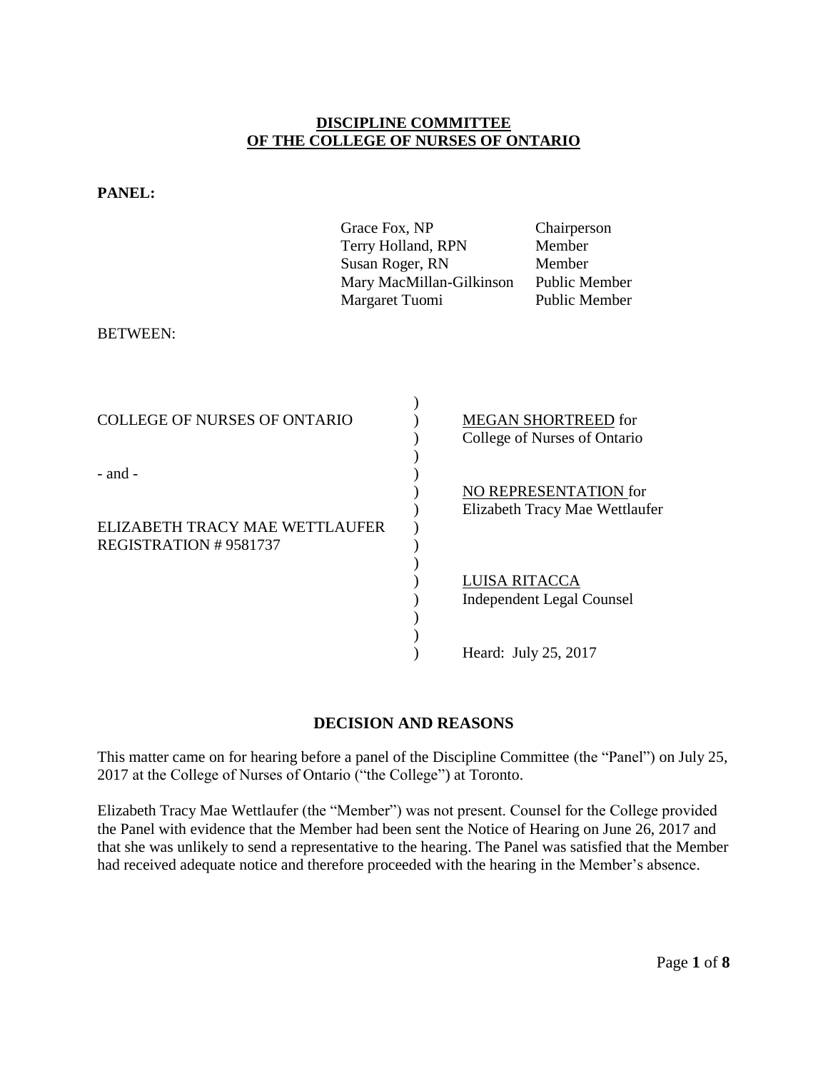**DISCIPLINE COMMITTEE**
**OF THE COLLEGE OF NURSES OF ONTARIO**

**PANEL:**

| | |
|---|---|
| Grace Fox, NP | Chairperson |
| Terry Holland, RPN | Member |
| Susan Roger, RN | Member |
| Mary MacMillan-Gilkinson | Public Member |
| Margaret Tuomi | Public Member |

BETWEEN:

| | |
|---|---|
| COLLEGE OF NURSES OF ONTARIO | MEGAN SHORTREED for College of Nurses of Ontario |
| - and - | |
| | NO REPRESENTATION for Elizabeth Tracy Mae Wettlaufer |
| ELIZABETH TRACY MAE WETTLAUFER REGISTRATION # 9581737 | |
| | LUISA RITACCA Independent Legal Counsel |
| | Heard: July 25, 2017 |

## DECISION AND REASONS

This matter came on for hearing before a panel of the Discipline Committee (the "Panel") on July 25, 2017 at the College of Nurses of Ontario ("the College") at Toronto.

Elizabeth Tracy Mae Wettlaufer (the "Member") was not present. Counsel for the College provided the Panel with evidence that the Member had been sent the Notice of Hearing on June 26, 2017 and that she was unlikely to send a representative to the hearing. The Panel was satisfied that the Member had received adequate notice and therefore proceeded with the hearing in the Member's absence.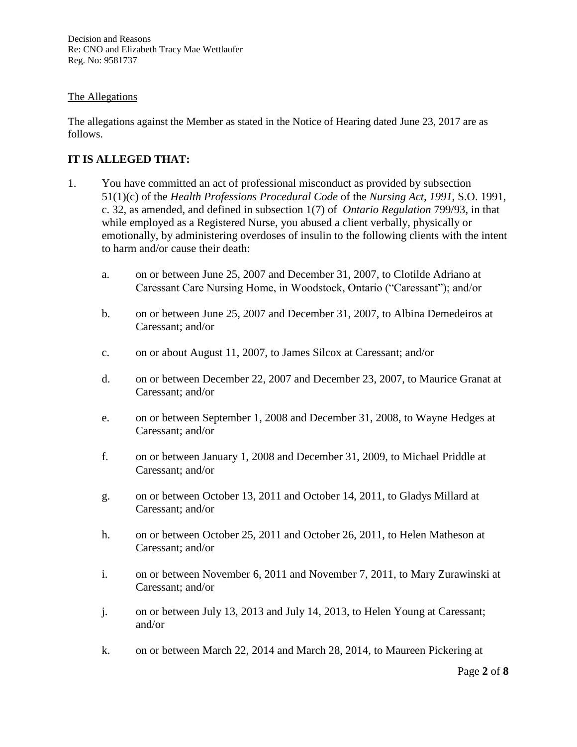The Allegations

The allegations against the Member as stated in the Notice of Hearing dated June 23, 2017 are as follows.

**IT IS ALLEGED THAT:**

1. You have committed an act of professional misconduct as provided by subsection 51(1)(c) of the *Health Professions Procedural Code* of the *Nursing Act, 1991*, S.O. 1991, c. 32, as amended, and defined in subsection 1(7) of *Ontario Regulation* 799/93, in that while employed as a Registered Nurse, you abused a client verbally, physically or emotionally, by administering overdoses of insulin to the following clients with the intent to harm and/or cause their death:

   a. on or between June 25, 2007 and December 31, 2007, to Clotilde Adriano at Caressant Care Nursing Home, in Woodstock, Ontario ("Caressant"); and/or

   b. on or between June 25, 2007 and December 31, 2007, to Albina Demedeiros at Caressant; and/or

   c. on or about August 11, 2007, to James Silcox at Caressant; and/or

   d. on or between December 22, 2007 and December 23, 2007, to Maurice Granat at Caressant; and/or

   e. on or between September 1, 2008 and December 31, 2008, to Wayne Hedges at Caressant; and/or

   f. on or between January 1, 2008 and December 31, 2009, to Michael Priddle at Caressant; and/or

   g. on or between October 13, 2011 and October 14, 2011, to Gladys Millard at Caressant; and/or

   h. on or between October 25, 2011 and October 26, 2011, to Helen Matheson at Caressant; and/or

   i. on or between November 6, 2011 and November 7, 2011, to Mary Zurawinski at Caressant; and/or

   j. on or between July 13, 2013 and July 14, 2013, to Helen Young at Caressant; and/or

   k. on or between March 22, 2014 and March 28, 2014, to Maureen Pickering at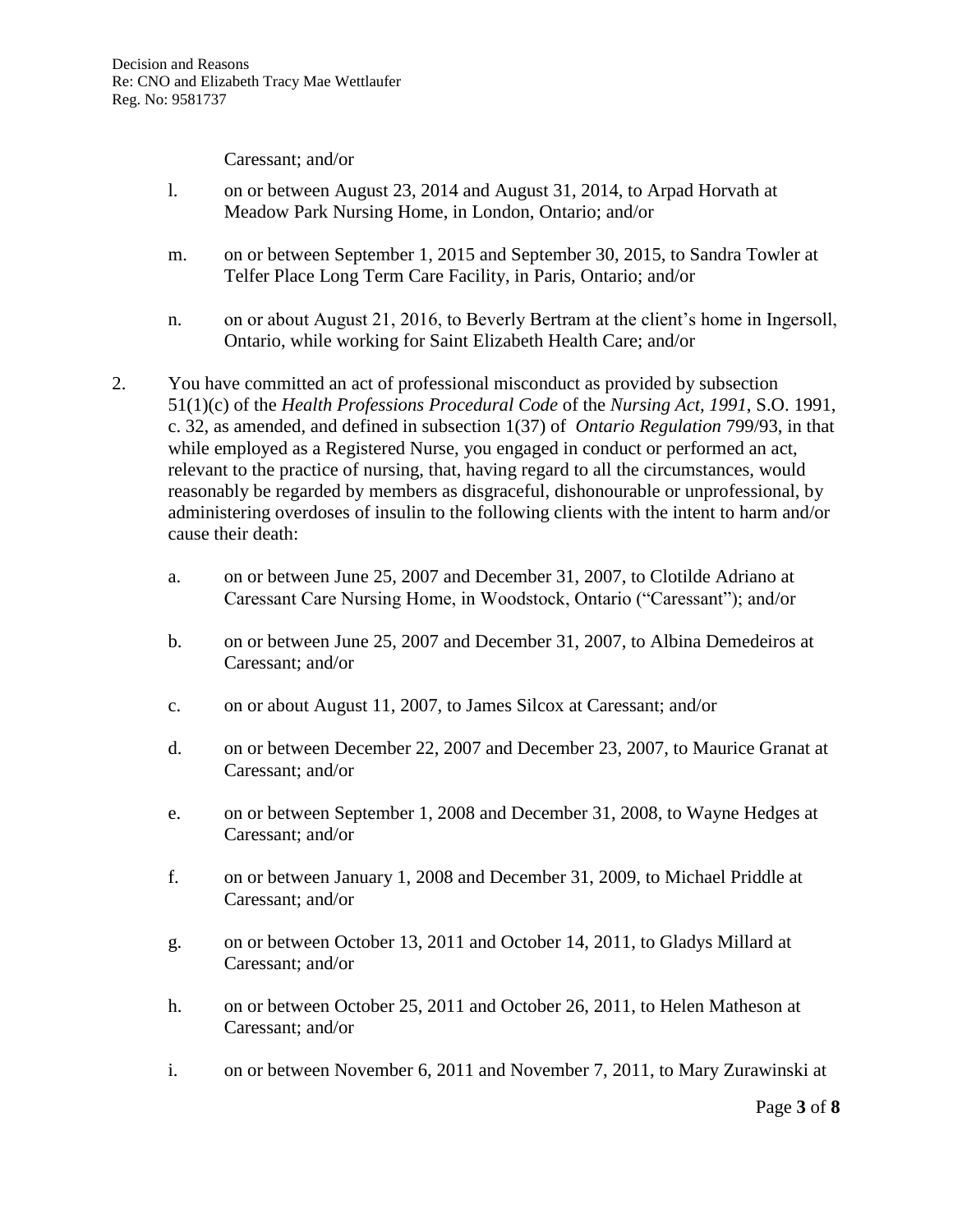Caressant; and/or

l. on or between August 23, 2014 and August 31, 2014, to Arpad Horvath at Meadow Park Nursing Home, in London, Ontario; and/or

m. on or between September 1, 2015 and September 30, 2015, to Sandra Towler at Telfer Place Long Term Care Facility, in Paris, Ontario; and/or

n. on or about August 21, 2016, to Beverly Bertram at the client's home in Ingersoll, Ontario, while working for Saint Elizabeth Health Care; and/or

2. You have committed an act of professional misconduct as provided by subsection 51(1)(c) of the *Health Professions Procedural Code* of the *Nursing Act, 1991*, S.O. 1991, c. 32, as amended, and defined in subsection 1(37) of *Ontario Regulation* 799/93, in that while employed as a Registered Nurse, you engaged in conduct or performed an act, relevant to the practice of nursing, that, having regard to all the circumstances, would reasonably be regarded by members as disgraceful, dishonourable or unprofessional, by administering overdoses of insulin to the following clients with the intent to harm and/or cause their death:

   a. on or between June 25, 2007 and December 31, 2007, to Clotilde Adriano at Caressant Care Nursing Home, in Woodstock, Ontario ("Caressant"); and/or

   b. on or between June 25, 2007 and December 31, 2007, to Albina Demedeiros at Caressant; and/or

   c. on or about August 11, 2007, to James Silcox at Caressant; and/or

   d. on or between December 22, 2007 and December 23, 2007, to Maurice Granat at Caressant; and/or

   e. on or between September 1, 2008 and December 31, 2008, to Wayne Hedges at Caressant; and/or

   f. on or between January 1, 2008 and December 31, 2009, to Michael Priddle at Caressant; and/or

   g. on or between October 13, 2011 and October 14, 2011, to Gladys Millard at Caressant; and/or

   h. on or between October 25, 2011 and October 26, 2011, to Helen Matheson at Caressant; and/or

   i. on or between November 6, 2011 and November 7, 2011, to Mary Zurawinski at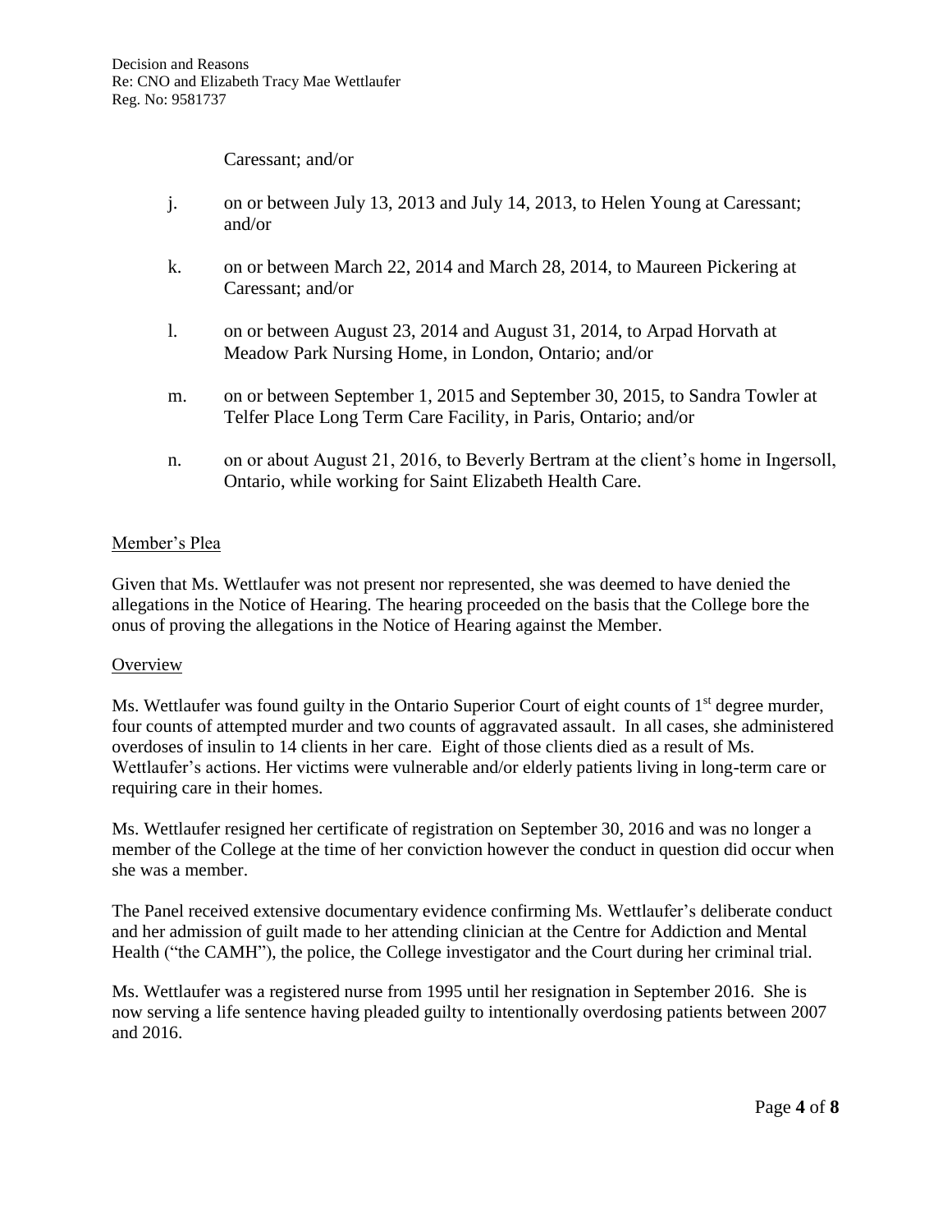Caressant; and/or

j. on or between July 13, 2013 and July 14, 2013, to Helen Young at Caressant; and/or

k. on or between March 22, 2014 and March 28, 2014, to Maureen Pickering at Caressant; and/or

l. on or between August 23, 2014 and August 31, 2014, to Arpad Horvath at Meadow Park Nursing Home, in London, Ontario; and/or

m. on or between September 1, 2015 and September 30, 2015, to Sandra Towler at Telfer Place Long Term Care Facility, in Paris, Ontario; and/or

n. on or about August 21, 2016, to Beverly Bertram at the client's home in Ingersoll, Ontario, while working for Saint Elizabeth Health Care.

## Member's Plea

Given that Ms. Wettlaufer was not present nor represented, she was deemed to have denied the allegations in the Notice of Hearing. The hearing proceeded on the basis that the College bore the onus of proving the allegations in the Notice of Hearing against the Member.

## Overview

Ms. Wettlaufer was found guilty in the Ontario Superior Court of eight counts of 1st degree murder, four counts of attempted murder and two counts of aggravated assault. In all cases, she administered overdoses of insulin to 14 clients in her care. Eight of those clients died as a result of Ms. Wettlaufer's actions. Her victims were vulnerable and/or elderly patients living in long-term care or requiring care in their homes.

Ms. Wettlaufer resigned her certificate of registration on September 30, 2016 and was no longer a member of the College at the time of her conviction however the conduct in question did occur when she was a member.

The Panel received extensive documentary evidence confirming Ms. Wettlaufer's deliberate conduct and her admission of guilt made to her attending clinician at the Centre for Addiction and Mental Health ("the CAMH"), the police, the College investigator and the Court during her criminal trial.

Ms. Wettlaufer was a registered nurse from 1995 until her resignation in September 2016. She is now serving a life sentence having pleaded guilty to intentionally overdosing patients between 2007 and 2016.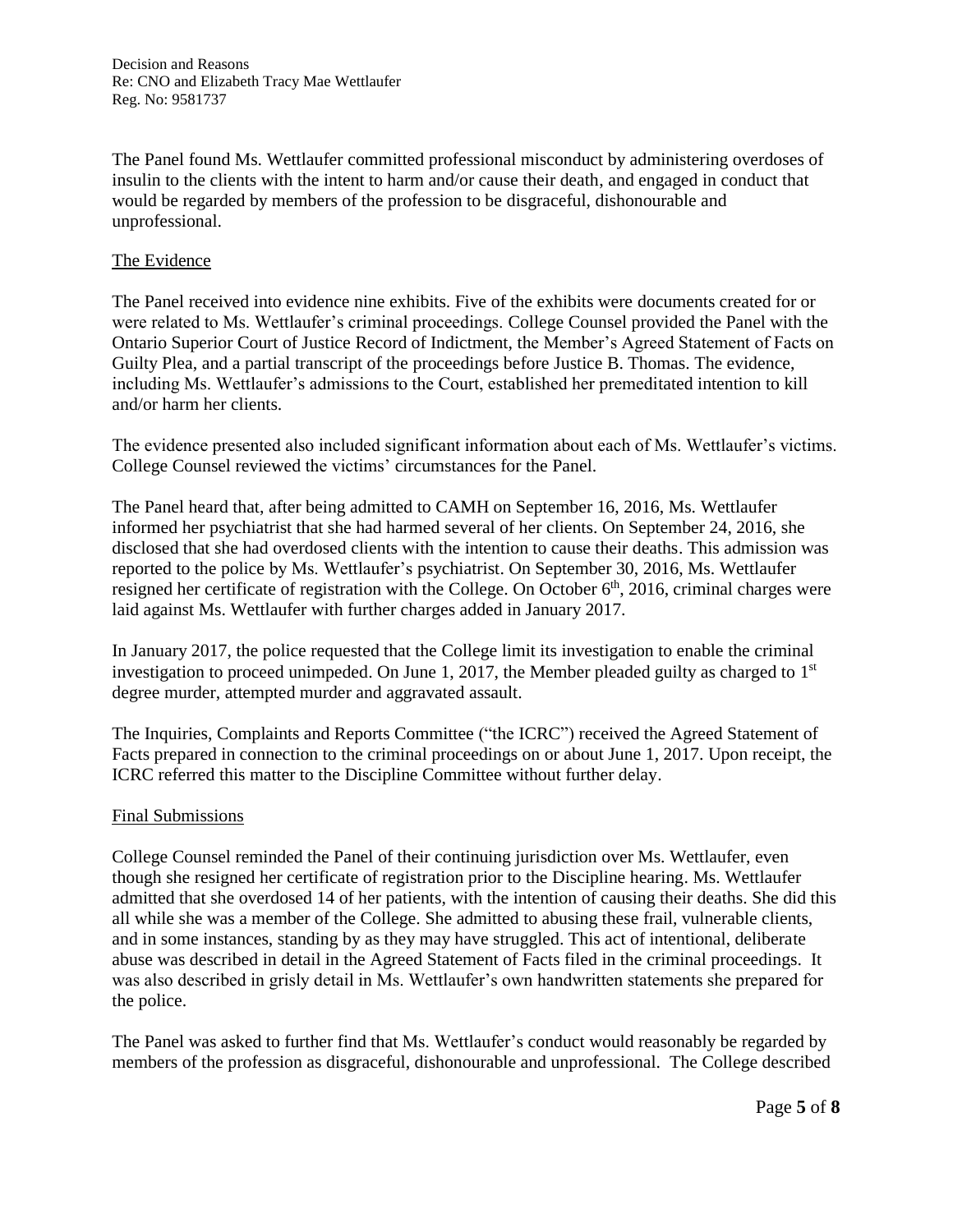The Panel found Ms. Wettlaufer committed professional misconduct by administering overdoses of insulin to the clients with the intent to harm and/or cause their death, and engaged in conduct that would be regarded by members of the profession to be disgraceful, dishonourable and unprofessional.

## The Evidence

The Panel received into evidence nine exhibits. Five of the exhibits were documents created for or were related to Ms. Wettlaufer's criminal proceedings. College Counsel provided the Panel with the Ontario Superior Court of Justice Record of Indictment, the Member's Agreed Statement of Facts on Guilty Plea, and a partial transcript of the proceedings before Justice B. Thomas. The evidence, including Ms. Wettlaufer's admissions to the Court, established her premeditated intention to kill and/or harm her clients.

The evidence presented also included significant information about each of Ms. Wettlaufer's victims. College Counsel reviewed the victims' circumstances for the Panel.

The Panel heard that, after being admitted to CAMH on September 16, 2016, Ms. Wettlaufer informed her psychiatrist that she had harmed several of her clients. On September 24, 2016, she disclosed that she had overdosed clients with the intention to cause their deaths. This admission was reported to the police by Ms. Wettlaufer's psychiatrist. On September 30, 2016, Ms. Wettlaufer resigned her certificate of registration with the College. On October 6th, 2016, criminal charges were laid against Ms. Wettlaufer with further charges added in January 2017.

In January 2017, the police requested that the College limit its investigation to enable the criminal investigation to proceed unimpeded. On June 1, 2017, the Member pleaded guilty as charged to 1st degree murder, attempted murder and aggravated assault.

The Inquiries, Complaints and Reports Committee ("the ICRC") received the Agreed Statement of Facts prepared in connection to the criminal proceedings on or about June 1, 2017. Upon receipt, the ICRC referred this matter to the Discipline Committee without further delay.

## Final Submissions

College Counsel reminded the Panel of their continuing jurisdiction over Ms. Wettlaufer, even though she resigned her certificate of registration prior to the Discipline hearing. Ms. Wettlaufer admitted that she overdosed 14 of her patients, with the intention of causing their deaths. She did this all while she was a member of the College. She admitted to abusing these frail, vulnerable clients, and in some instances, standing by as they may have struggled. This act of intentional, deliberate abuse was described in detail in the Agreed Statement of Facts filed in the criminal proceedings. It was also described in grisly detail in Ms. Wettlaufer's own handwritten statements she prepared for the police.

The Panel was asked to further find that Ms. Wettlaufer's conduct would reasonably be regarded by members of the profession as disgraceful, dishonourable and unprofessional. The College described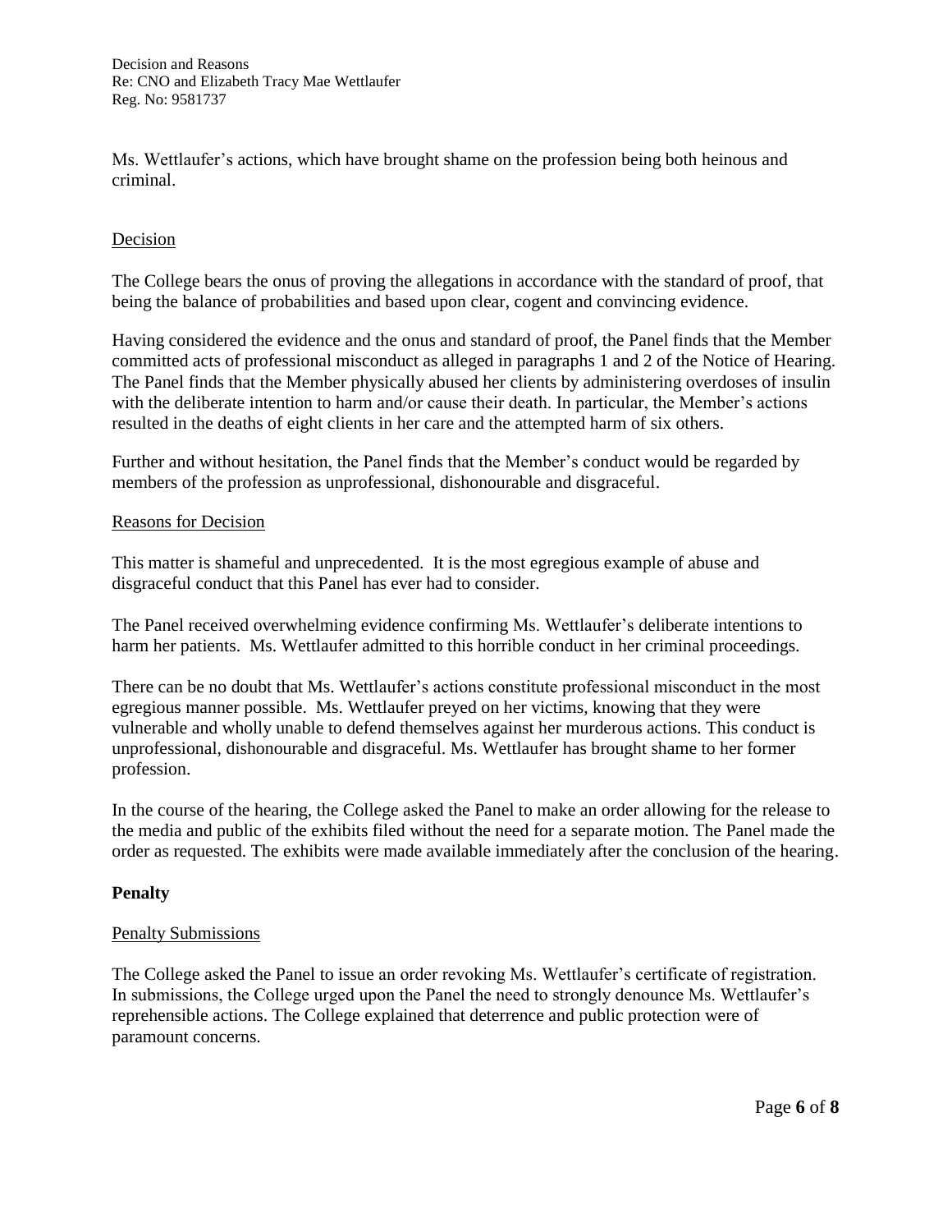Ms. Wettlaufer's actions, which have brought shame on the profession being both heinous and criminal.

## Decision

The College bears the onus of proving the allegations in accordance with the standard of proof, that being the balance of probabilities and based upon clear, cogent and convincing evidence.

Having considered the evidence and the onus and standard of proof, the Panel finds that the Member committed acts of professional misconduct as alleged in paragraphs 1 and 2 of the Notice of Hearing. The Panel finds that the Member physically abused her clients by administering overdoses of insulin with the deliberate intention to harm and/or cause their death. In particular, the Member's actions resulted in the deaths of eight clients in her care and the attempted harm of six others.

Further and without hesitation, the Panel finds that the Member's conduct would be regarded by members of the profession as unprofessional, dishonourable and disgraceful.

## Reasons for Decision

This matter is shameful and unprecedented. It is the most egregious example of abuse and disgraceful conduct that this Panel has ever had to consider.

The Panel received overwhelming evidence confirming Ms. Wettlaufer's deliberate intentions to harm her patients. Ms. Wettlaufer admitted to this horrible conduct in her criminal proceedings.

There can be no doubt that Ms. Wettlaufer's actions constitute professional misconduct in the most egregious manner possible. Ms. Wettlaufer preyed on her victims, knowing that they were vulnerable and wholly unable to defend themselves against her murderous actions. This conduct is unprofessional, dishonourable and disgraceful. Ms. Wettlaufer has brought shame to her former profession.

In the course of the hearing, the College asked the Panel to make an order allowing for the release to the media and public of the exhibits filed without the need for a separate motion. The Panel made the order as requested. The exhibits were made available immediately after the conclusion of the hearing.

# Penalty

## Penalty Submissions

The College asked the Panel to issue an order revoking Ms. Wettlaufer's certificate of registration. In submissions, the College urged upon the Panel the need to strongly denounce Ms. Wettlaufer's reprehensible actions. The College explained that deterrence and public protection were of paramount concerns.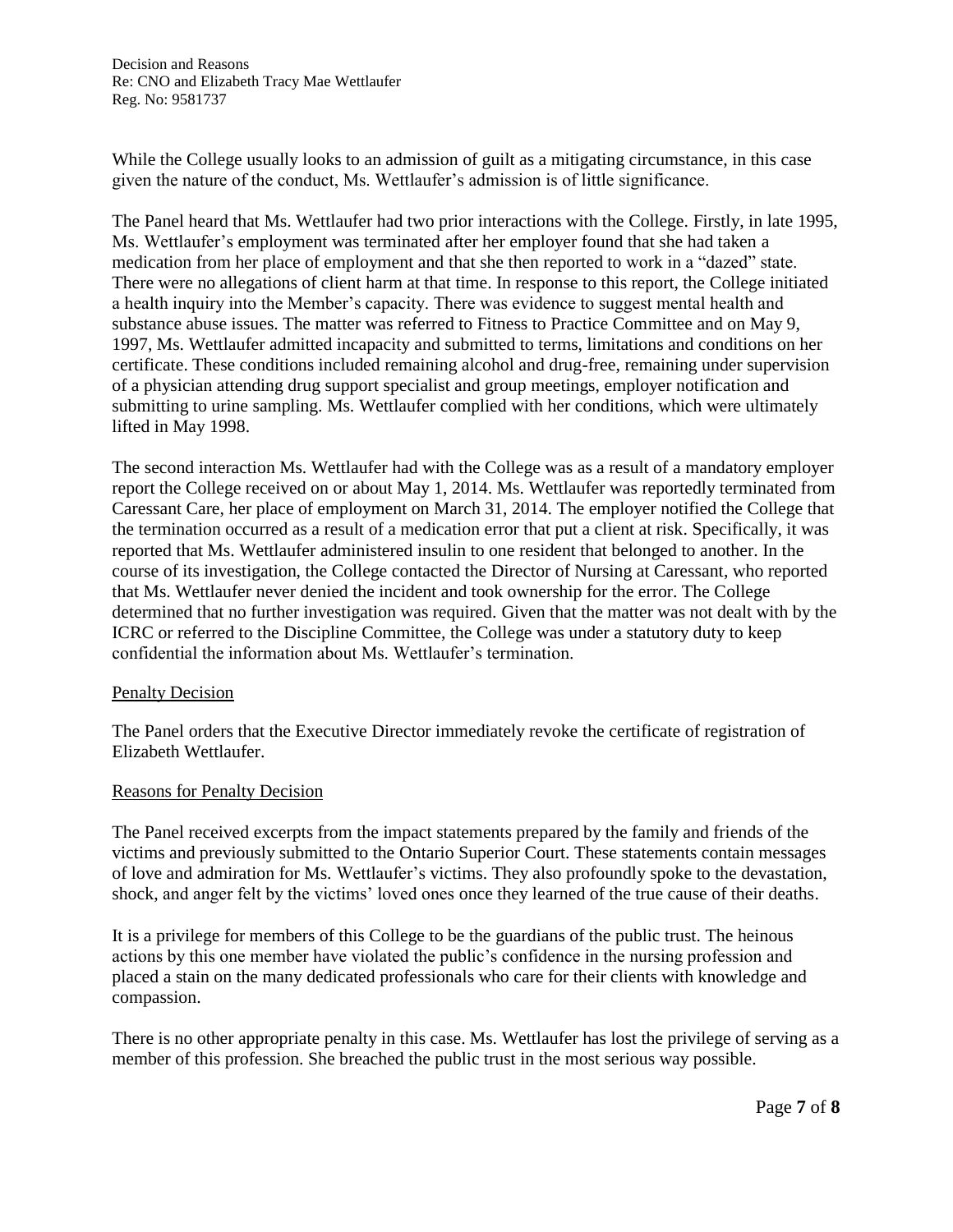While the College usually looks to an admission of guilt as a mitigating circumstance, in this case given the nature of the conduct, Ms. Wettlaufer's admission is of little significance.

The Panel heard that Ms. Wettlaufer had two prior interactions with the College. Firstly, in late 1995, Ms. Wettlaufer's employment was terminated after her employer found that she had taken a medication from her place of employment and that she then reported to work in a "dazed" state. There were no allegations of client harm at that time. In response to this report, the College initiated a health inquiry into the Member's capacity. There was evidence to suggest mental health and substance abuse issues. The matter was referred to Fitness to Practice Committee and on May 9, 1997, Ms. Wettlaufer admitted incapacity and submitted to terms, limitations and conditions on her certificate. These conditions included remaining alcohol and drug-free, remaining under supervision of a physician attending drug support specialist and group meetings, employer notification and submitting to urine sampling. Ms. Wettlaufer complied with her conditions, which were ultimately lifted in May 1998.

The second interaction Ms. Wettlaufer had with the College was as a result of a mandatory employer report the College received on or about May 1, 2014. Ms. Wettlaufer was reportedly terminated from Caressant Care, her place of employment on March 31, 2014. The employer notified the College that the termination occurred as a result of a medication error that put a client at risk. Specifically, it was reported that Ms. Wettlaufer administered insulin to one resident that belonged to another. In the course of its investigation, the College contacted the Director of Nursing at Caressant, who reported that Ms. Wettlaufer never denied the incident and took ownership for the error. The College determined that no further investigation was required. Given that the matter was not dealt with by the ICRC or referred to the Discipline Committee, the College was under a statutory duty to keep confidential the information about Ms. Wettlaufer's termination.

## Penalty Decision

The Panel orders that the Executive Director immediately revoke the certificate of registration of Elizabeth Wettlaufer.

## Reasons for Penalty Decision

The Panel received excerpts from the impact statements prepared by the family and friends of the victims and previously submitted to the Ontario Superior Court. These statements contain messages of love and admiration for Ms. Wettlaufer's victims. They also profoundly spoke to the devastation, shock, and anger felt by the victims' loved ones once they learned of the true cause of their deaths.

It is a privilege for members of this College to be the guardians of the public trust. The heinous actions by this one member have violated the public's confidence in the nursing profession and placed a stain on the many dedicated professionals who care for their clients with knowledge and compassion.

There is no other appropriate penalty in this case. Ms. Wettlaufer has lost the privilege of serving as a member of this profession. She breached the public trust in the most serious way possible.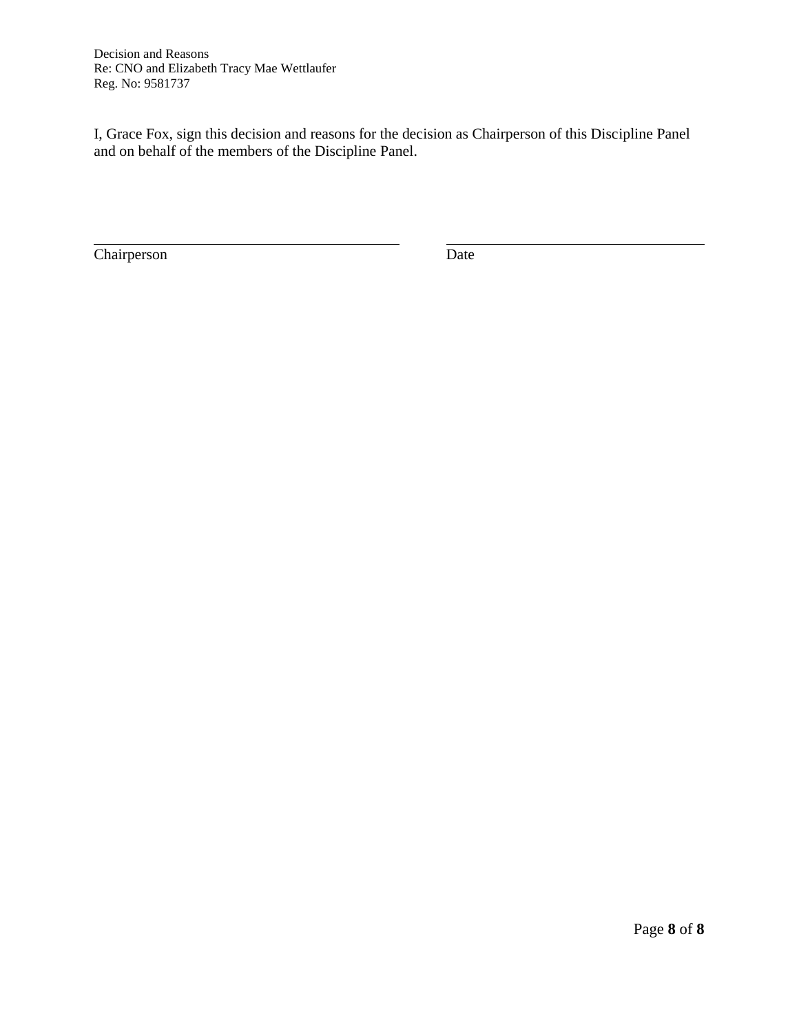I, Grace Fox, sign this decision and reasons for the decision as Chairperson of this Discipline Panel and on behalf of the members of the Discipline Panel.

| | |
|---|---|
| Chairperson | Date |